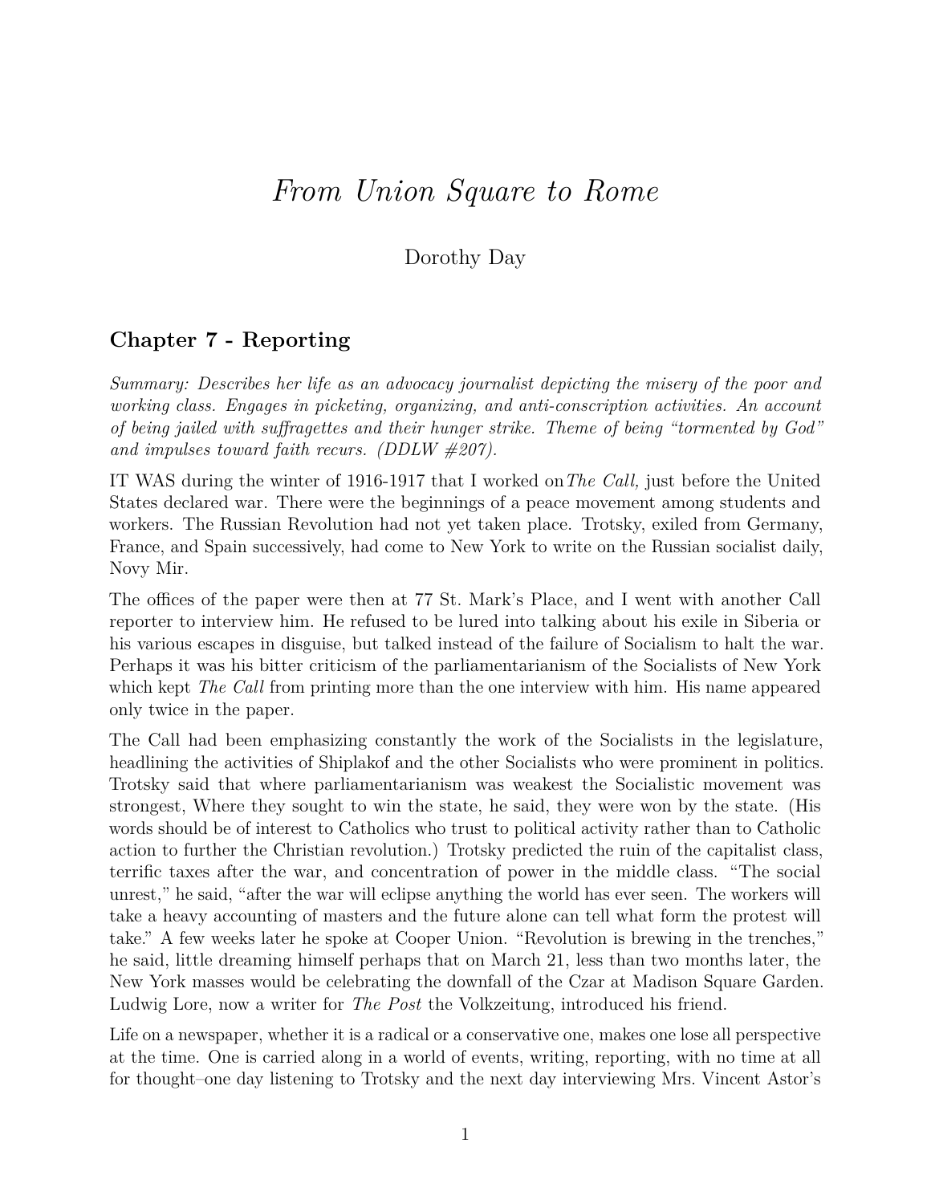# *From Union Square to Rome*

Dorothy Day

## Chapter 7 - Reporting

*Summary: Describes her life as an advocacy journalist depicting the misery of the poor and working class. Engages in picketing, organizing, and anti-conscription activities. An account of being jailed with suffragettes and their hunger strike. Theme of being "tormented by God" and impulses toward faith recurs. (DDLW #207).*

IT WAS during the winter of 1916-1917 that I worked on*The Call,* just before the United States declared war. There were the beginnings of a peace movement among students and workers. The Russian Revolution had not yet taken place. Trotsky, exiled from Germany, France, and Spain successively, had come to New York to write on the Russian socialist daily, Novy Mir.

The offices of the paper were then at 77 St. Mark's Place, and I went with another Call reporter to interview him. He refused to be lured into talking about his exile in Siberia or his various escapes in disguise, but talked instead of the failure of Socialism to halt the war. Perhaps it was his bitter criticism of the parliamentarianism of the Socialists of New York which kept *The Call* from printing more than the one interview with him. His name appeared only twice in the paper.

The Call had been emphasizing constantly the work of the Socialists in the legislature, headlining the activities of Shiplakof and the other Socialists who were prominent in politics. Trotsky said that where parliamentarianism was weakest the Socialistic movement was strongest, Where they sought to win the state, he said, they were won by the state. (His words should be of interest to Catholics who trust to political activity rather than to Catholic action to further the Christian revolution.) Trotsky predicted the ruin of the capitalist class, terrific taxes after the war, and concentration of power in the middle class. "The social unrest," he said, "after the war will eclipse anything the world has ever seen. The workers will take a heavy accounting of masters and the future alone can tell what form the protest will take." A few weeks later he spoke at Cooper Union. "Revolution is brewing in the trenches," he said, little dreaming himself perhaps that on March 21, less than two months later, the New York masses would be celebrating the downfall of the Czar at Madison Square Garden. Ludwig Lore, now a writer for *The Post* the Volkzeitung, introduced his friend.

Life on a newspaper, whether it is a radical or a conservative one, makes one lose all perspective at the time. One is carried along in a world of events, writing, reporting, with no time at all for thought–one day listening to Trotsky and the next day interviewing Mrs. Vincent Astor's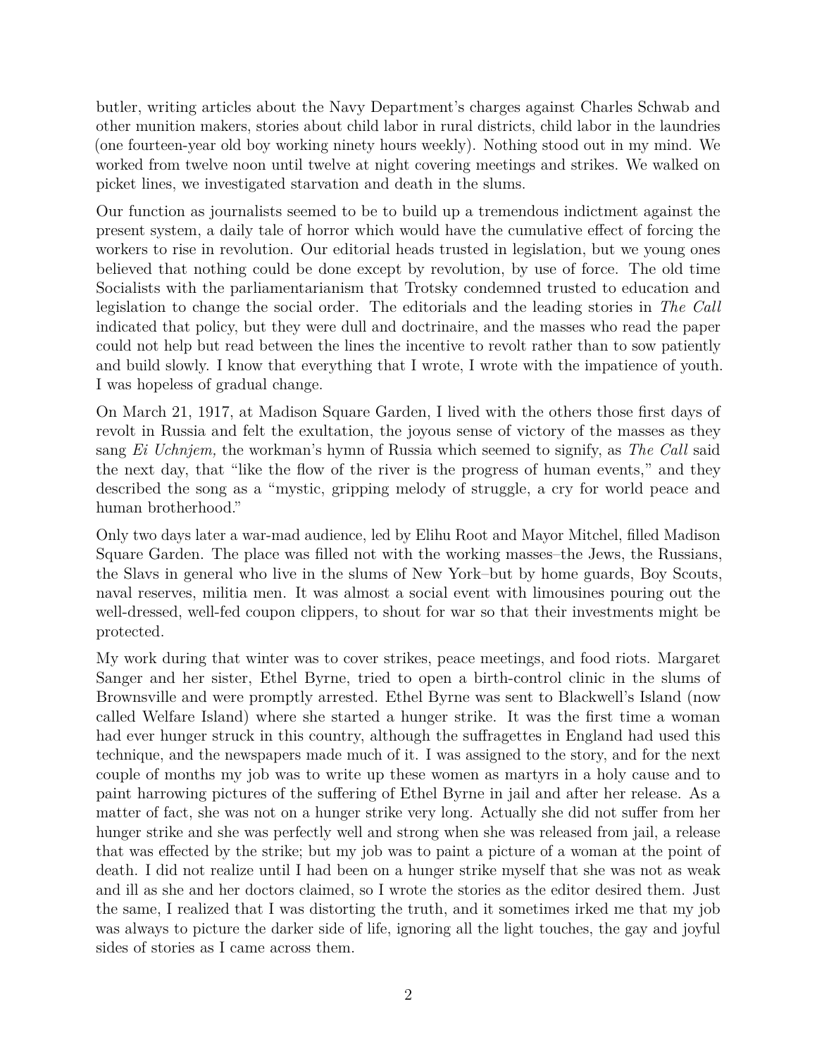butler, writing articles about the Navy Department's charges against Charles Schwab and other munition makers, stories about child labor in rural districts, child labor in the laundries (one fourteen-year old boy working ninety hours weekly). Nothing stood out in my mind. We worked from twelve noon until twelve at night covering meetings and strikes. We walked on picket lines, we investigated starvation and death in the slums.

Our function as journalists seemed to be to build up a tremendous indictment against the present system, a daily tale of horror which would have the cumulative effect of forcing the workers to rise in revolution. Our editorial heads trusted in legislation, but we young ones believed that nothing could be done except by revolution, by use of force. The old time Socialists with the parliamentarianism that Trotsky condemned trusted to education and legislation to change the social order. The editorials and the leading stories in *The Call* indicated that policy, but they were dull and doctrinaire, and the masses who read the paper could not help but read between the lines the incentive to revolt rather than to sow patiently and build slowly. I know that everything that I wrote, I wrote with the impatience of youth. I was hopeless of gradual change.

On March 21, 1917, at Madison Square Garden, I lived with the others those first days of revolt in Russia and felt the exultation, the joyous sense of victory of the masses as they sang *Ei Uchnjem,* the workman's hymn of Russia which seemed to signify, as *The Call* said the next day, that "like the flow of the river is the progress of human events," and they described the song as a "mystic, gripping melody of struggle, a cry for world peace and human brotherhood."

Only two days later a war-mad audience, led by Elihu Root and Mayor Mitchel, filled Madison Square Garden. The place was filled not with the working masses–the Jews, the Russians, the Slavs in general who live in the slums of New York–but by home guards, Boy Scouts, naval reserves, militia men. It was almost a social event with limousines pouring out the well-dressed, well-fed coupon clippers, to shout for war so that their investments might be protected.

My work during that winter was to cover strikes, peace meetings, and food riots. Margaret Sanger and her sister, Ethel Byrne, tried to open a birth-control clinic in the slums of Brownsville and were promptly arrested. Ethel Byrne was sent to Blackwell's Island (now called Welfare Island) where she started a hunger strike. It was the first time a woman had ever hunger struck in this country, although the suffragettes in England had used this technique, and the newspapers made much of it. I was assigned to the story, and for the next couple of months my job was to write up these women as martyrs in a holy cause and to paint harrowing pictures of the suffering of Ethel Byrne in jail and after her release. As a matter of fact, she was not on a hunger strike very long. Actually she did not suffer from her hunger strike and she was perfectly well and strong when she was released from jail, a release that was effected by the strike; but my job was to paint a picture of a woman at the point of death. I did not realize until I had been on a hunger strike myself that she was not as weak and ill as she and her doctors claimed, so I wrote the stories as the editor desired them. Just the same, I realized that I was distorting the truth, and it sometimes irked me that my job was always to picture the darker side of life, ignoring all the light touches, the gay and joyful sides of stories as I came across them.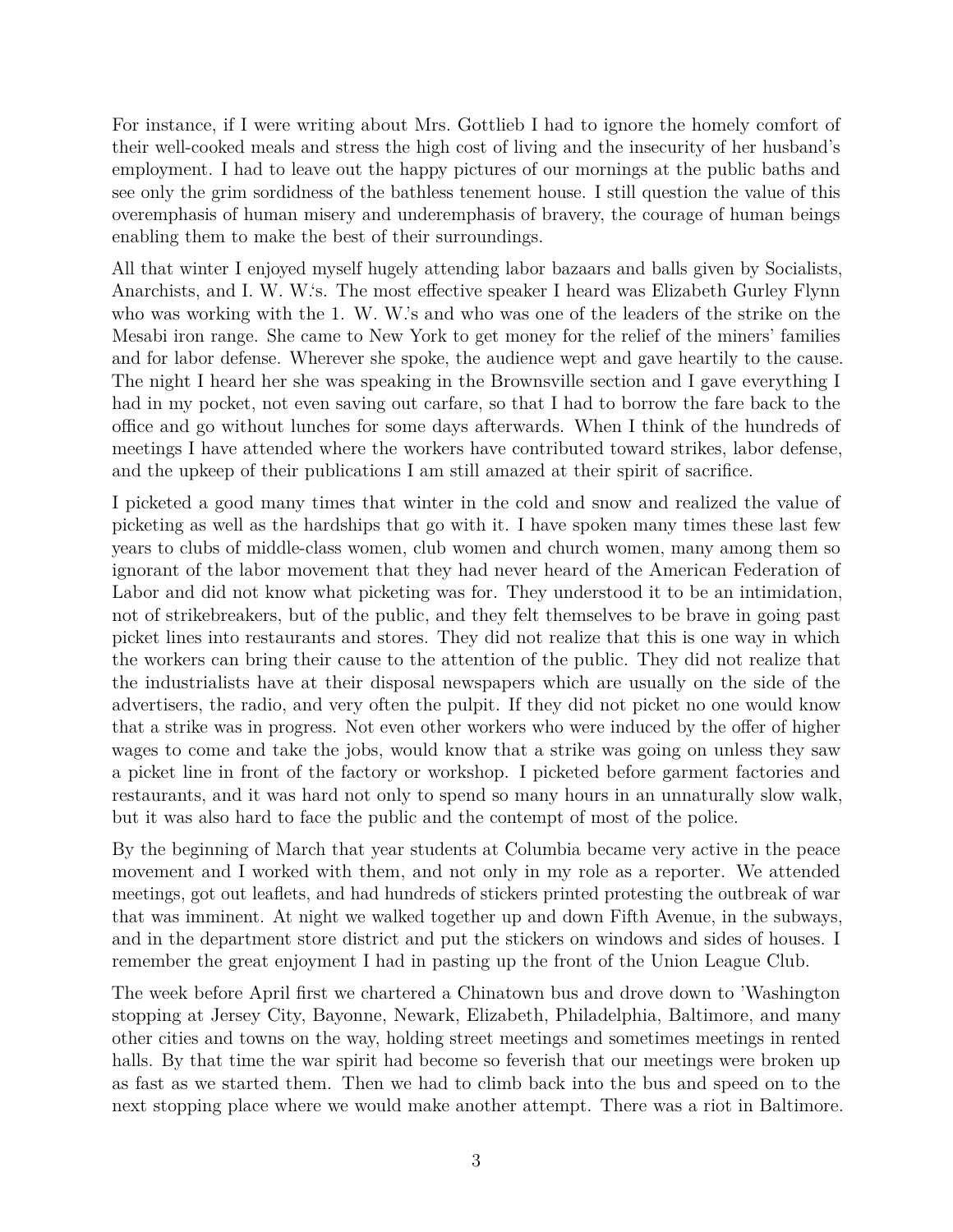For instance, if I were writing about Mrs. Gottlieb I had to ignore the homely comfort of their well-cooked meals and stress the high cost of living and the insecurity of her husband's employment. I had to leave out the happy pictures of our mornings at the public baths and see only the grim sordidness of the bathless tenement house. I still question the value of this overemphasis of human misery and underemphasis of bravery, the courage of human beings enabling them to make the best of their surroundings.

All that winter I enjoyed myself hugely attending labor bazaars and balls given by Socialists, Anarchists, and I. W. W.'s. The most effective speaker I heard was Elizabeth Gurley Flynn who was working with the 1. W. W.'s and who was one of the leaders of the strike on the Mesabi iron range. She came to New York to get money for the relief of the miners' families and for labor defense. Wherever she spoke, the audience wept and gave heartily to the cause. The night I heard her she was speaking in the Brownsville section and I gave everything I had in my pocket, not even saving out carfare, so that I had to borrow the fare back to the office and go without lunches for some days afterwards. When I think of the hundreds of meetings I have attended where the workers have contributed toward strikes, labor defense, and the upkeep of their publications I am still amazed at their spirit of sacrifice.

I picketed a good many times that winter in the cold and snow and realized the value of picketing as well as the hardships that go with it. I have spoken many times these last few years to clubs of middle-class women, club women and church women, many among them so ignorant of the labor movement that they had never heard of the American Federation of Labor and did not know what picketing was for. They understood it to be an intimidation, not of strikebreakers, but of the public, and they felt themselves to be brave in going past picket lines into restaurants and stores. They did not realize that this is one way in which the workers can bring their cause to the attention of the public. They did not realize that the industrialists have at their disposal newspapers which are usually on the side of the advertisers, the radio, and very often the pulpit. If they did not picket no one would know that a strike was in progress. Not even other workers who were induced by the offer of higher wages to come and take the jobs, would know that a strike was going on unless they saw a picket line in front of the factory or workshop. I picketed before garment factories and restaurants, and it was hard not only to spend so many hours in an unnaturally slow walk, but it was also hard to face the public and the contempt of most of the police.

By the beginning of March that year students at Columbia became very active in the peace movement and I worked with them, and not only in my role as a reporter. We attended meetings, got out leaflets, and had hundreds of stickers printed protesting the outbreak of war that was imminent. At night we walked together up and down Fifth Avenue, in the subways, and in the department store district and put the stickers on windows and sides of houses. I remember the great enjoyment I had in pasting up the front of the Union League Club.

The week before April first we chartered a Chinatown bus and drove down to 'Washington stopping at Jersey City, Bayonne, Newark, Elizabeth, Philadelphia, Baltimore, and many other cities and towns on the way, holding street meetings and sometimes meetings in rented halls. By that time the war spirit had become so feverish that our meetings were broken up as fast as we started them. Then we had to climb back into the bus and speed on to the next stopping place where we would make another attempt. There was a riot in Baltimore.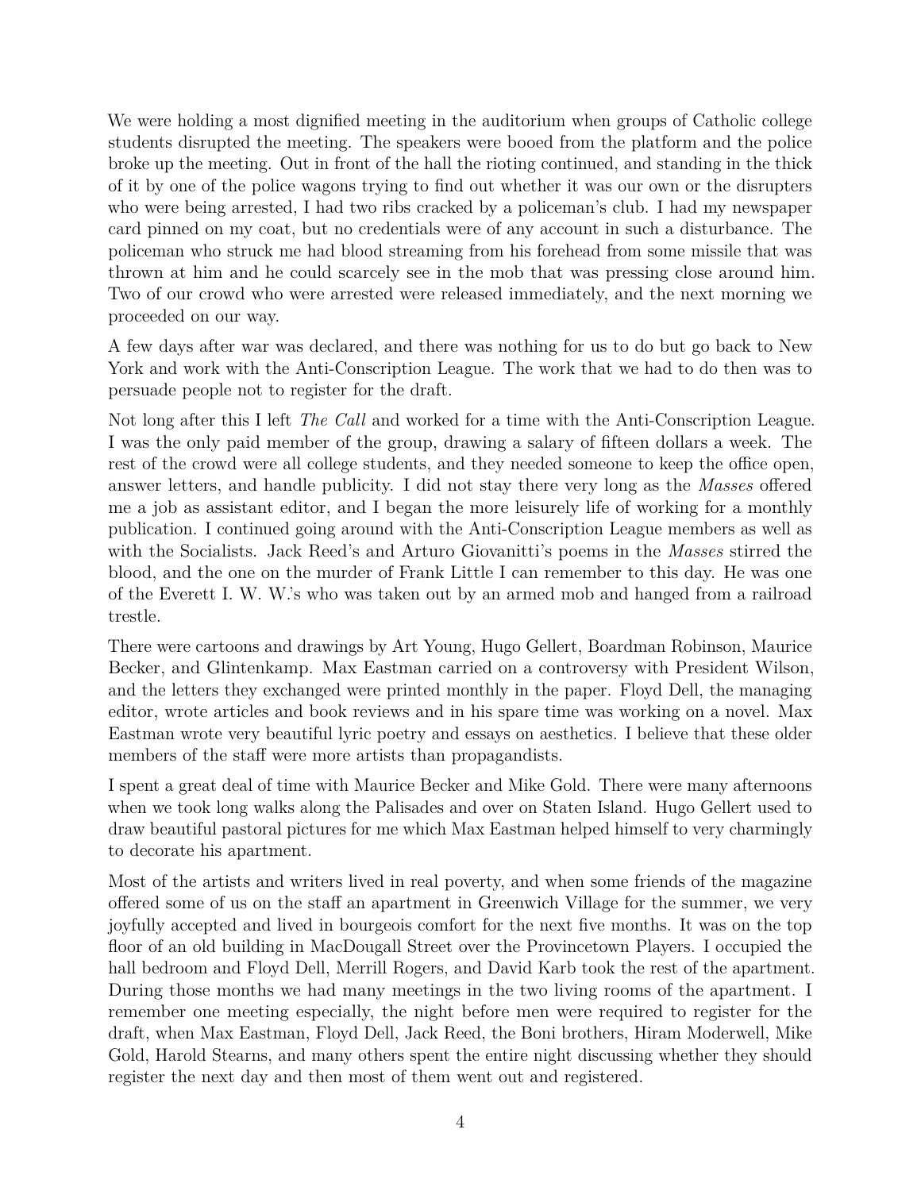We were holding a most dignified meeting in the auditorium when groups of Catholic college students disrupted the meeting. The speakers were booed from the platform and the police broke up the meeting. Out in front of the hall the rioting continued, and standing in the thick of it by one of the police wagons trying to find out whether it was our own or the disrupters who were being arrested, I had two ribs cracked by a policeman's club. I had my newspaper card pinned on my coat, but no credentials were of any account in such a disturbance. The policeman who struck me had blood streaming from his forehead from some missile that was thrown at him and he could scarcely see in the mob that was pressing close around him. Two of our crowd who were arrested were released immediately, and the next morning we proceeded on our way.

A few days after war was declared, and there was nothing for us to do but go back to New York and work with the Anti-Conscription League. The work that we had to do then was to persuade people not to register for the draft.

Not long after this I left *The Call* and worked for a time with the Anti-Conscription League. I was the only paid member of the group, drawing a salary of fifteen dollars a week. The rest of the crowd were all college students, and they needed someone to keep the office open, answer letters, and handle publicity. I did not stay there very long as the *Masses* offered me a job as assistant editor, and I began the more leisurely life of working for a monthly publication. I continued going around with the Anti-Conscription League members as well as with the Socialists. Jack Reed's and Arturo Giovanitti's poems in the *Masses* stirred the blood, and the one on the murder of Frank Little I can remember to this day. He was one of the Everett I. W. W.'s who was taken out by an armed mob and hanged from a railroad trestle.

There were cartoons and drawings by Art Young, Hugo Gellert, Boardman Robinson, Maurice Becker, and Glintenkamp. Max Eastman carried on a controversy with President Wilson, and the letters they exchanged were printed monthly in the paper. Floyd Dell, the managing editor, wrote articles and book reviews and in his spare time was working on a novel. Max Eastman wrote very beautiful lyric poetry and essays on aesthetics. I believe that these older members of the staff were more artists than propagandists.

I spent a great deal of time with Maurice Becker and Mike Gold. There were many afternoons when we took long walks along the Palisades and over on Staten Island. Hugo Gellert used to draw beautiful pastoral pictures for me which Max Eastman helped himself to very charmingly to decorate his apartment.

Most of the artists and writers lived in real poverty, and when some friends of the magazine offered some of us on the staff an apartment in Greenwich Village for the summer, we very joyfully accepted and lived in bourgeois comfort for the next five months. It was on the top floor of an old building in MacDougall Street over the Provincetown Players. I occupied the hall bedroom and Floyd Dell, Merrill Rogers, and David Karb took the rest of the apartment. During those months we had many meetings in the two living rooms of the apartment. I remember one meeting especially, the night before men were required to register for the draft, when Max Eastman, Floyd Dell, Jack Reed, the Boni brothers, Hiram Moderwell, Mike Gold, Harold Stearns, and many others spent the entire night discussing whether they should register the next day and then most of them went out and registered.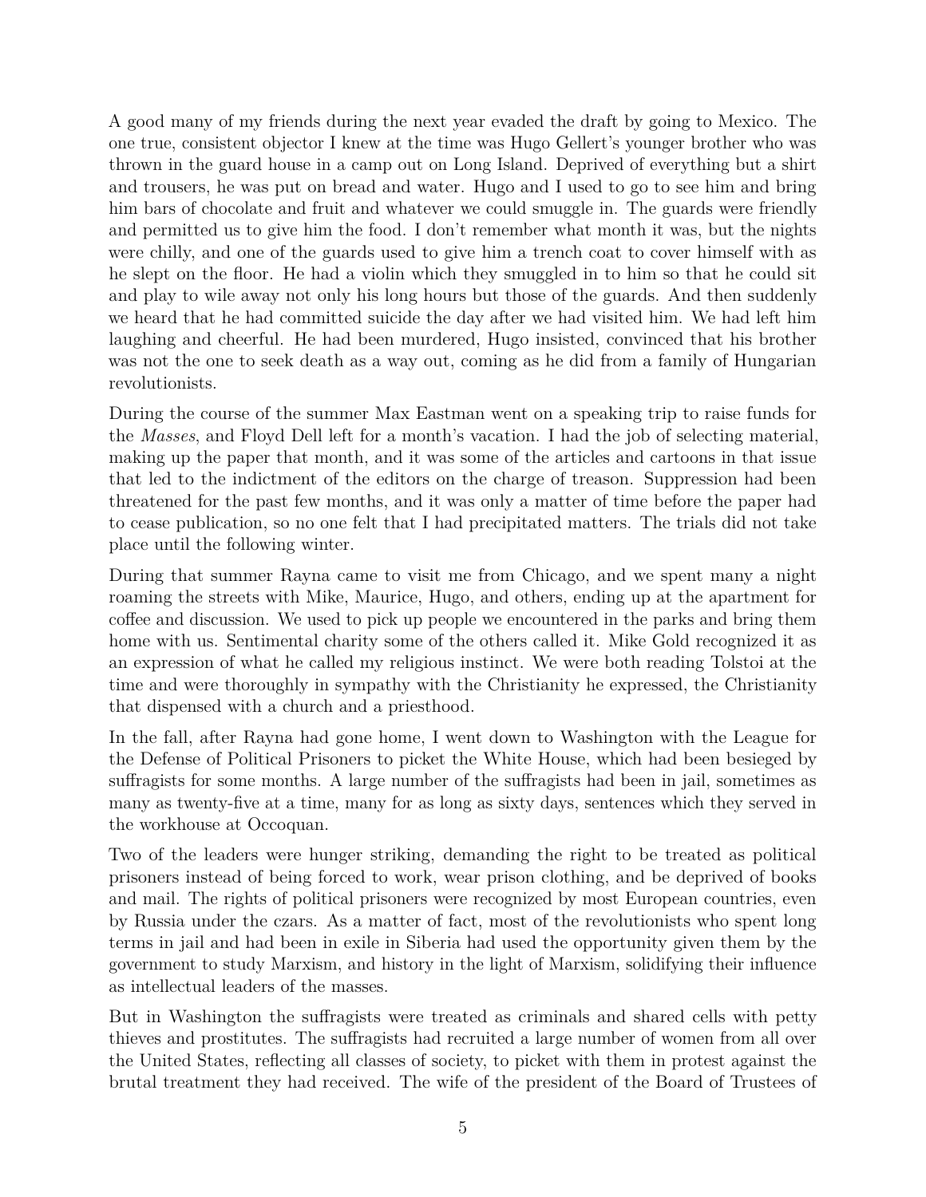A good many of my friends during the next year evaded the draft by going to Mexico. The one true, consistent objector I knew at the time was Hugo Gellert's younger brother who was thrown in the guard house in a camp out on Long Island. Deprived of everything but a shirt and trousers, he was put on bread and water. Hugo and I used to go to see him and bring him bars of chocolate and fruit and whatever we could smuggle in. The guards were friendly and permitted us to give him the food. I don't remember what month it was, but the nights were chilly, and one of the guards used to give him a trench coat to cover himself with as he slept on the floor. He had a violin which they smuggled in to him so that he could sit and play to wile away not only his long hours but those of the guards. And then suddenly we heard that he had committed suicide the day after we had visited him. We had left him laughing and cheerful. He had been murdered, Hugo insisted, convinced that his brother was not the one to seek death as a way out, coming as he did from a family of Hungarian revolutionists.

During the course of the summer Max Eastman went on a speaking trip to raise funds for the *Masses*, and Floyd Dell left for a month's vacation. I had the job of selecting material, making up the paper that month, and it was some of the articles and cartoons in that issue that led to the indictment of the editors on the charge of treason. Suppression had been threatened for the past few months, and it was only a matter of time before the paper had to cease publication, so no one felt that I had precipitated matters. The trials did not take place until the following winter.

During that summer Rayna came to visit me from Chicago, and we spent many a night roaming the streets with Mike, Maurice, Hugo, and others, ending up at the apartment for coffee and discussion. We used to pick up people we encountered in the parks and bring them home with us. Sentimental charity some of the others called it. Mike Gold recognized it as an expression of what he called my religious instinct. We were both reading Tolstoi at the time and were thoroughly in sympathy with the Christianity he expressed, the Christianity that dispensed with a church and a priesthood.

In the fall, after Rayna had gone home, I went down to Washington with the League for the Defense of Political Prisoners to picket the White House, which had been besieged by suffragists for some months. A large number of the suffragists had been in jail, sometimes as many as twenty-five at a time, many for as long as sixty days, sentences which they served in the workhouse at Occoquan.

Two of the leaders were hunger striking, demanding the right to be treated as political prisoners instead of being forced to work, wear prison clothing, and be deprived of books and mail. The rights of political prisoners were recognized by most European countries, even by Russia under the czars. As a matter of fact, most of the revolutionists who spent long terms in jail and had been in exile in Siberia had used the opportunity given them by the government to study Marxism, and history in the light of Marxism, solidifying their influence as intellectual leaders of the masses.

But in Washington the suffragists were treated as criminals and shared cells with petty thieves and prostitutes. The suffragists had recruited a large number of women from all over the United States, reflecting all classes of society, to picket with them in protest against the brutal treatment they had received. The wife of the president of the Board of Trustees of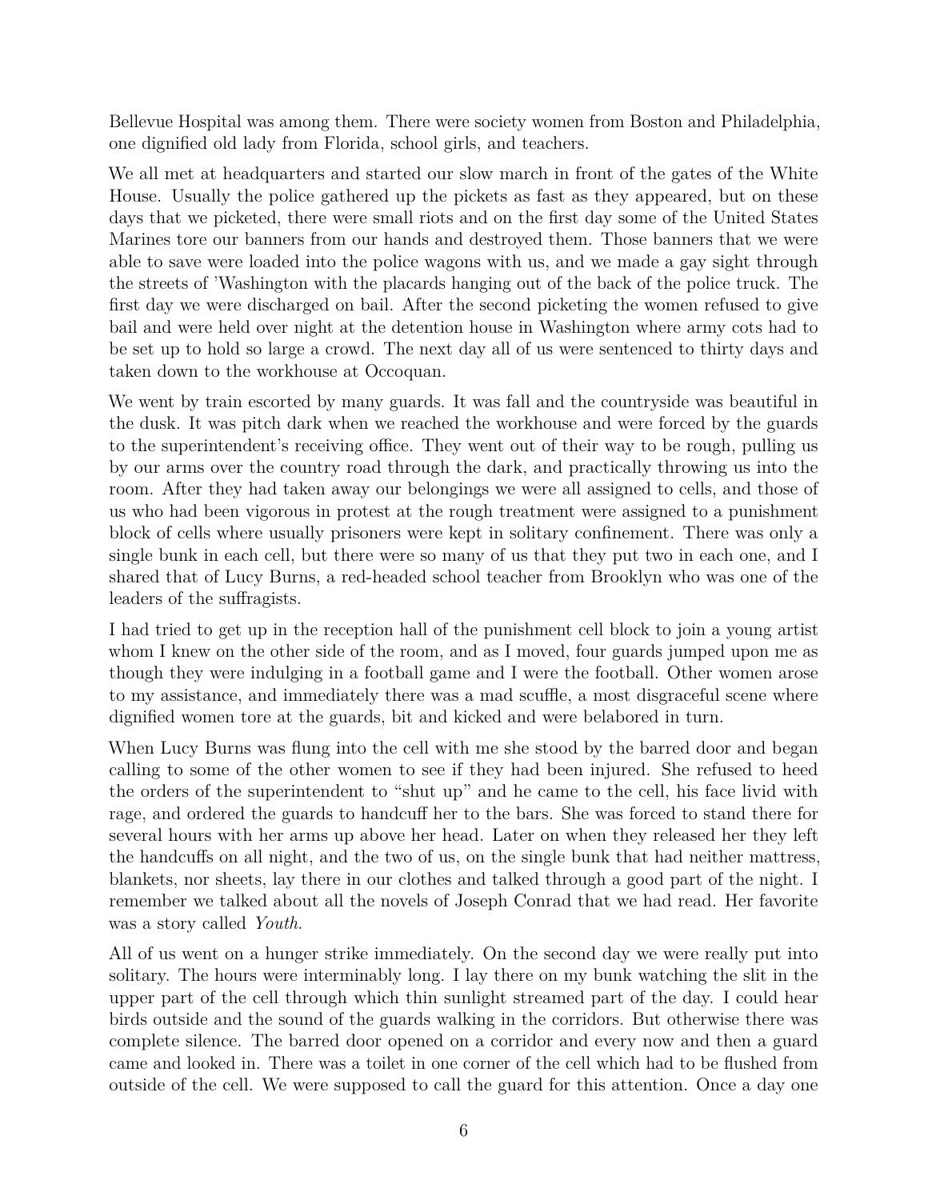Bellevue Hospital was among them. There were society women from Boston and Philadelphia, one dignified old lady from Florida, school girls, and teachers.

We all met at headquarters and started our slow march in front of the gates of the White House. Usually the police gathered up the pickets as fast as they appeared, but on these days that we picketed, there were small riots and on the first day some of the United States Marines tore our banners from our hands and destroyed them. Those banners that we were able to save were loaded into the police wagons with us, and we made a gay sight through the streets of 'Washington with the placards hanging out of the back of the police truck. The first day we were discharged on bail. After the second picketing the women refused to give bail and were held over night at the detention house in Washington where army cots had to be set up to hold so large a crowd. The next day all of us were sentenced to thirty days and taken down to the workhouse at Occoquan.

We went by train escorted by many guards. It was fall and the countryside was beautiful in the dusk. It was pitch dark when we reached the workhouse and were forced by the guards to the superintendent's receiving office. They went out of their way to be rough, pulling us by our arms over the country road through the dark, and practically throwing us into the room. After they had taken away our belongings we were all assigned to cells, and those of us who had been vigorous in protest at the rough treatment were assigned to a punishment block of cells where usually prisoners were kept in solitary confinement. There was only a single bunk in each cell, but there were so many of us that they put two in each one, and I shared that of Lucy Burns, a red-headed school teacher from Brooklyn who was one of the leaders of the suffragists.

I had tried to get up in the reception hall of the punishment cell block to join a young artist whom I knew on the other side of the room, and as I moved, four guards jumped upon me as though they were indulging in a football game and I were the football. Other women arose to my assistance, and immediately there was a mad scuffle, a most disgraceful scene where dignified women tore at the guards, bit and kicked and were belabored in turn.

When Lucy Burns was flung into the cell with me she stood by the barred door and began calling to some of the other women to see if they had been injured. She refused to heed the orders of the superintendent to "shut up" and he came to the cell, his face livid with rage, and ordered the guards to handcuff her to the bars. She was forced to stand there for several hours with her arms up above her head. Later on when they released her they left the handcuffs on all night, and the two of us, on the single bunk that had neither mattress, blankets, nor sheets, lay there in our clothes and talked through a good part of the night. I remember we talked about all the novels of Joseph Conrad that we had read. Her favorite was a story called *Youth*.

All of us went on a hunger strike immediately. On the second day we were really put into solitary. The hours were interminably long. I lay there on my bunk watching the slit in the upper part of the cell through which thin sunlight streamed part of the day. I could hear birds outside and the sound of the guards walking in the corridors. But otherwise there was complete silence. The barred door opened on a corridor and every now and then a guard came and looked in. There was a toilet in one corner of the cell which had to be flushed from outside of the cell. We were supposed to call the guard for this attention. Once a day one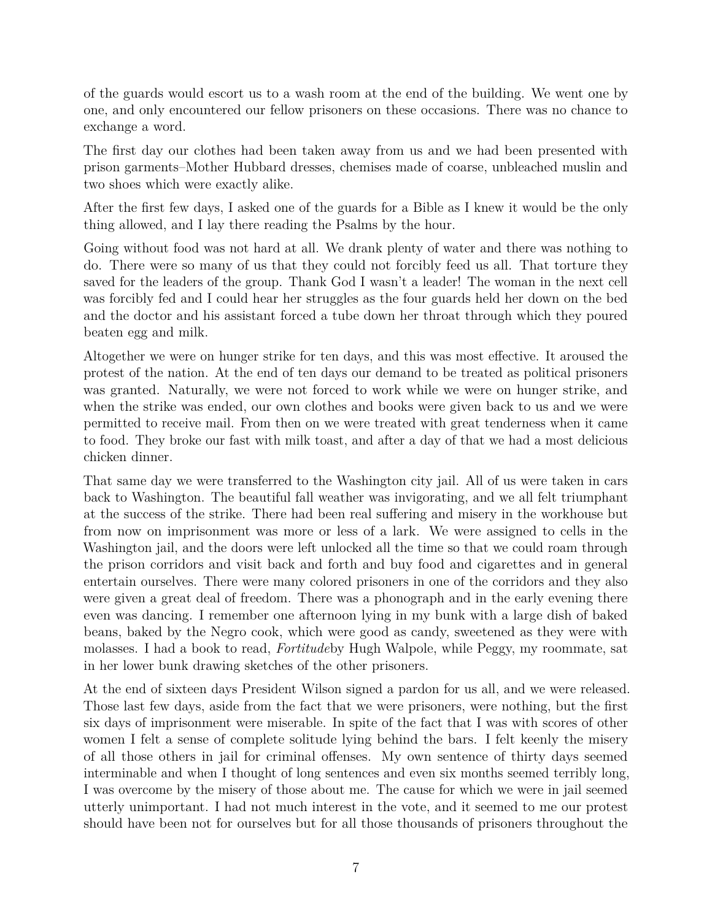of the guards would escort us to a wash room at the end of the building. We went one by one, and only encountered our fellow prisoners on these occasions. There was no chance to exchange a word.

The first day our clothes had been taken away from us and we had been presented with prison garments–Mother Hubbard dresses, chemises made of coarse, unbleached muslin and two shoes which were exactly alike.

After the first few days, I asked one of the guards for a Bible as I knew it would be the only thing allowed, and I lay there reading the Psalms by the hour.

Going without food was not hard at all. We drank plenty of water and there was nothing to do. There were so many of us that they could not forcibly feed us all. That torture they saved for the leaders of the group. Thank God I wasn't a leader! The woman in the next cell was forcibly fed and I could hear her struggles as the four guards held her down on the bed and the doctor and his assistant forced a tube down her throat through which they poured beaten egg and milk.

Altogether we were on hunger strike for ten days, and this was most effective. It aroused the protest of the nation. At the end of ten days our demand to be treated as political prisoners was granted. Naturally, we were not forced to work while we were on hunger strike, and when the strike was ended, our own clothes and books were given back to us and we were permitted to receive mail. From then on we were treated with great tenderness when it came to food. They broke our fast with milk toast, and after a day of that we had a most delicious chicken dinner.

That same day we were transferred to the Washington city jail. All of us were taken in cars back to Washington. The beautiful fall weather was invigorating, and we all felt triumphant at the success of the strike. There had been real suffering and misery in the workhouse but from now on imprisonment was more or less of a lark. We were assigned to cells in the Washington jail, and the doors were left unlocked all the time so that we could roam through the prison corridors and visit back and forth and buy food and cigarettes and in general entertain ourselves. There were many colored prisoners in one of the corridors and they also were given a great deal of freedom. There was a phonograph and in the early evening there even was dancing. I remember one afternoon lying in my bunk with a large dish of baked beans, baked by the Negro cook, which were good as candy, sweetened as they were with molasses. I had a book to read, *Fortitude*by Hugh Walpole, while Peggy, my roommate, sat in her lower bunk drawing sketches of the other prisoners.

At the end of sixteen days President Wilson signed a pardon for us all, and we were released. Those last few days, aside from the fact that we were prisoners, were nothing, but the first six days of imprisonment were miserable. In spite of the fact that I was with scores of other women I felt a sense of complete solitude lying behind the bars. I felt keenly the misery of all those others in jail for criminal offenses. My own sentence of thirty days seemed interminable and when I thought of long sentences and even six months seemed terribly long, I was overcome by the misery of those about me. The cause for which we were in jail seemed utterly unimportant. I had not much interest in the vote, and it seemed to me our protest should have been not for ourselves but for all those thousands of prisoners throughout the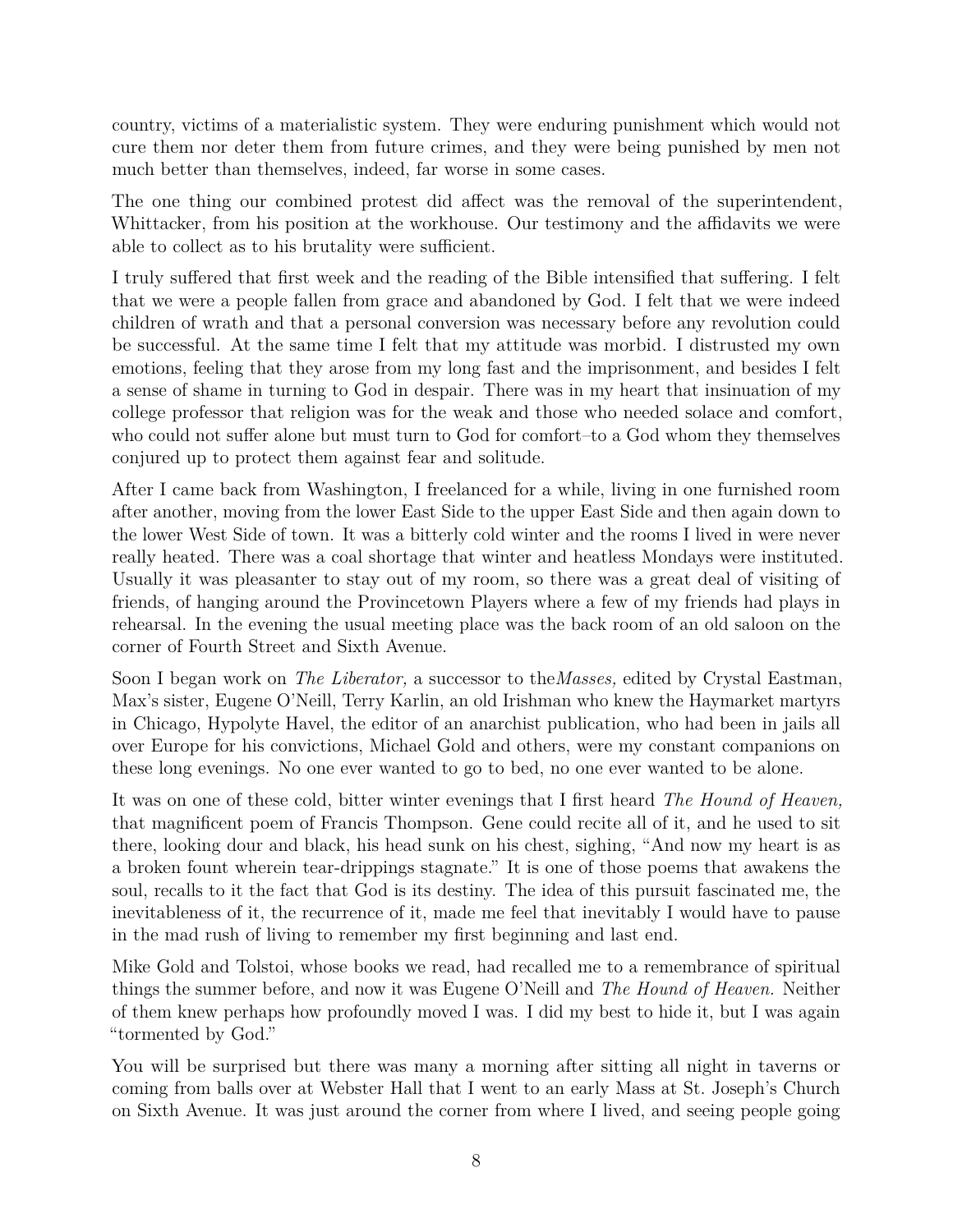country, victims of a materialistic system. They were enduring punishment which would not cure them nor deter them from future crimes, and they were being punished by men not much better than themselves, indeed, far worse in some cases.

The one thing our combined protest did affect was the removal of the superintendent, Whittacker, from his position at the workhouse. Our testimony and the affidavits we were able to collect as to his brutality were sufficient.

I truly suffered that first week and the reading of the Bible intensified that suffering. I felt that we were a people fallen from grace and abandoned by God. I felt that we were indeed children of wrath and that a personal conversion was necessary before any revolution could be successful. At the same time I felt that my attitude was morbid. I distrusted my own emotions, feeling that they arose from my long fast and the imprisonment, and besides I felt a sense of shame in turning to God in despair. There was in my heart that insinuation of my college professor that religion was for the weak and those who needed solace and comfort, who could not suffer alone but must turn to God for comfort–to a God whom they themselves conjured up to protect them against fear and solitude.

After I came back from Washington, I freelanced for a while, living in one furnished room after another, moving from the lower East Side to the upper East Side and then again down to the lower West Side of town. It was a bitterly cold winter and the rooms I lived in were never really heated. There was a coal shortage that winter and heatless Mondays were instituted. Usually it was pleasanter to stay out of my room, so there was a great deal of visiting of friends, of hanging around the Provincetown Players where a few of my friends had plays in rehearsal. In the evening the usual meeting place was the back room of an old saloon on the corner of Fourth Street and Sixth Avenue.

Soon I began work on *The Liberator,* a successor to the*Masses,* edited by Crystal Eastman, Max's sister, Eugene O'Neill, Terry Karlin, an old Irishman who knew the Haymarket martyrs in Chicago, Hypolyte Havel, the editor of an anarchist publication, who had been in jails all over Europe for his convictions, Michael Gold and others, were my constant companions on these long evenings. No one ever wanted to go to bed, no one ever wanted to be alone.

It was on one of these cold, bitter winter evenings that I first heard *The Hound of Heaven,* that magnificent poem of Francis Thompson. Gene could recite all of it, and he used to sit there, looking dour and black, his head sunk on his chest, sighing, "And now my heart is as a broken fount wherein tear-drippings stagnate." It is one of those poems that awakens the soul, recalls to it the fact that God is its destiny. The idea of this pursuit fascinated me, the inevitableness of it, the recurrence of it, made me feel that inevitably I would have to pause in the mad rush of living to remember my first beginning and last end.

Mike Gold and Tolstoi, whose books we read, had recalled me to a remembrance of spiritual things the summer before, and now it was Eugene O'Neill and *The Hound of Heaven.* Neither of them knew perhaps how profoundly moved I was. I did my best to hide it, but I was again "tormented by God."

You will be surprised but there was many a morning after sitting all night in taverns or coming from balls over at Webster Hall that I went to an early Mass at St. Joseph's Church on Sixth Avenue. It was just around the corner from where I lived, and seeing people going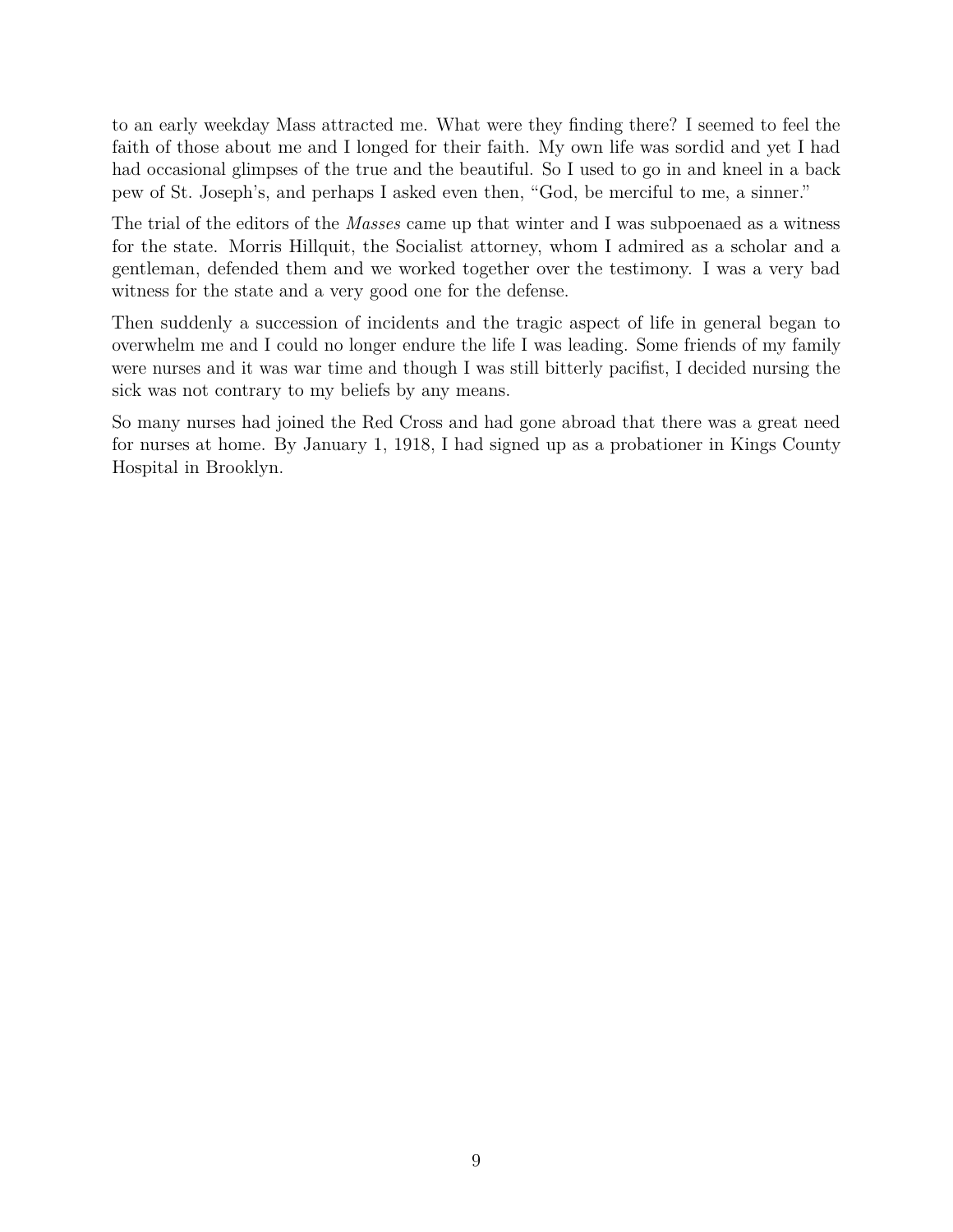to an early weekday Mass attracted me. What were they finding there? I seemed to feel the faith of those about me and I longed for their faith. My own life was sordid and yet I had had occasional glimpses of the true and the beautiful. So I used to go in and kneel in a back pew of St. Joseph's, and perhaps I asked even then, "God, be merciful to me, a sinner."

The trial of the editors of the *Masses* came up that winter and I was subpoenaed as a witness for the state. Morris Hillquit, the Socialist attorney, whom I admired as a scholar and a gentleman, defended them and we worked together over the testimony. I was a very bad witness for the state and a very good one for the defense.

Then suddenly a succession of incidents and the tragic aspect of life in general began to overwhelm me and I could no longer endure the life I was leading. Some friends of my family were nurses and it was war time and though I was still bitterly pacifist, I decided nursing the sick was not contrary to my beliefs by any means.

So many nurses had joined the Red Cross and had gone abroad that there was a great need for nurses at home. By January 1, 1918, I had signed up as a probationer in Kings County Hospital in Brooklyn.